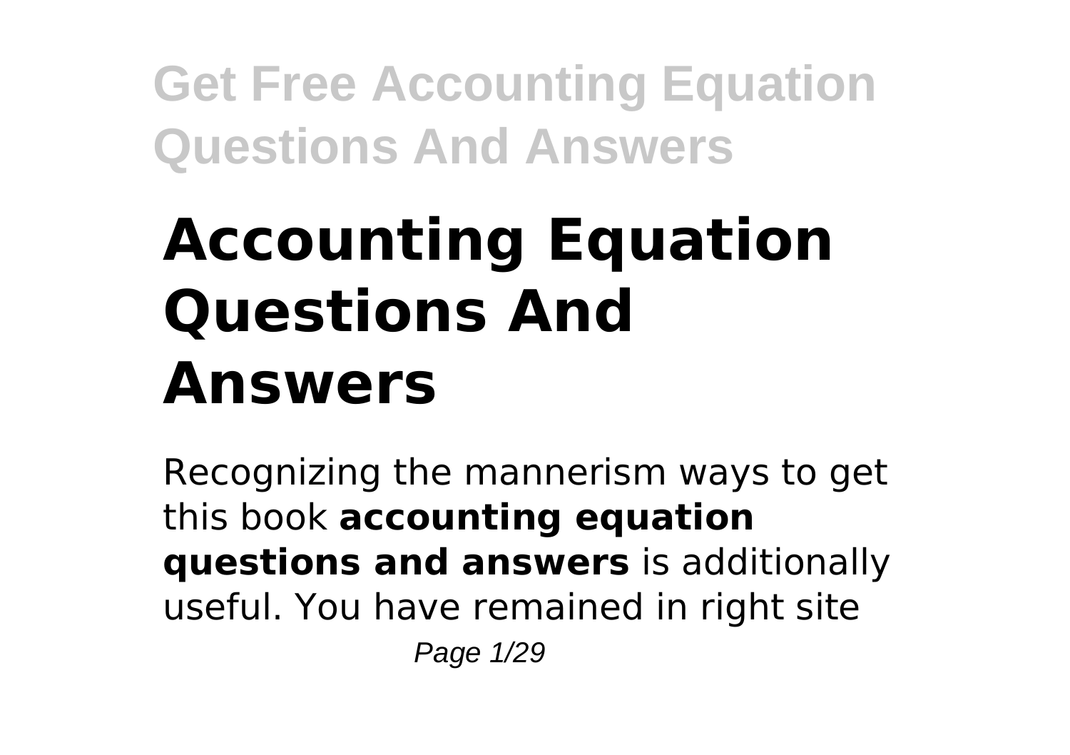# Accounting Equation Questions And Answers

Recognizing the mannerism ways to get this book **accounting equation questions and answers** is additionally useful. You have remained in right site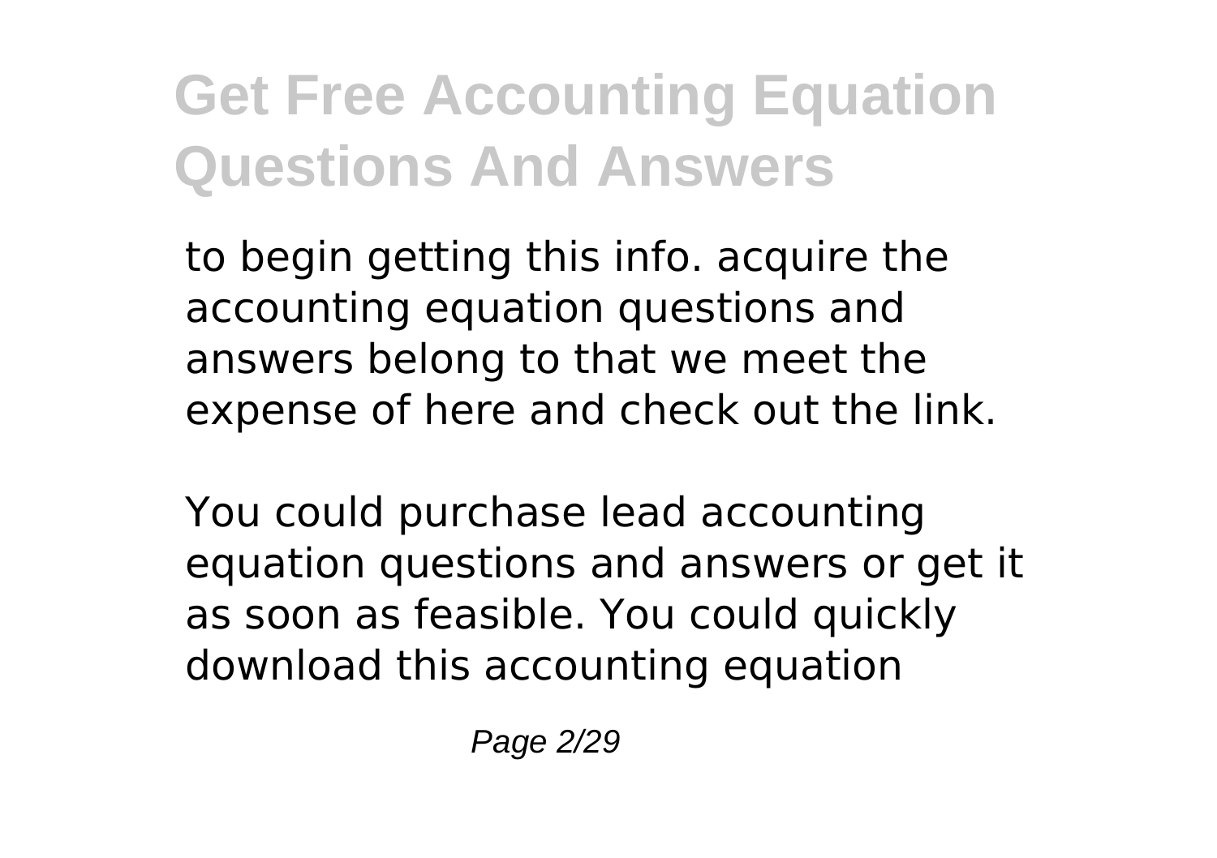to begin getting this info. acquire the accounting equation questions and answers belong to that we meet the expense of here and check out the link.

You could purchase lead accounting equation questions and answers or get it as soon as feasible. You could quickly download this accounting equation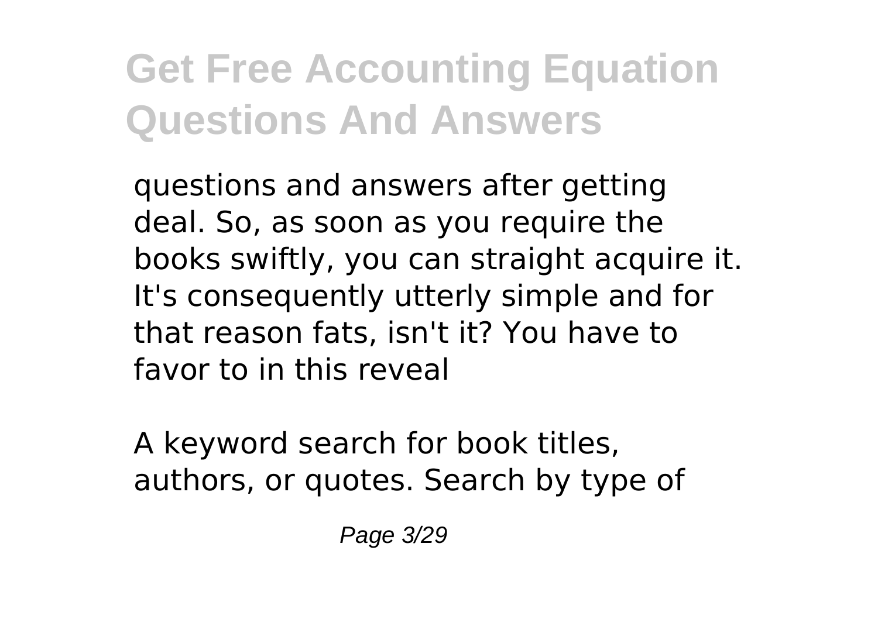questions and answers after getting deal. So, as soon as you require the books swiftly, you can straight acquire it. It's consequently utterly simple and for that reason fats, isn't it? You have to favor to in this reveal

A keyword search for book titles, authors, or quotes. Search by type of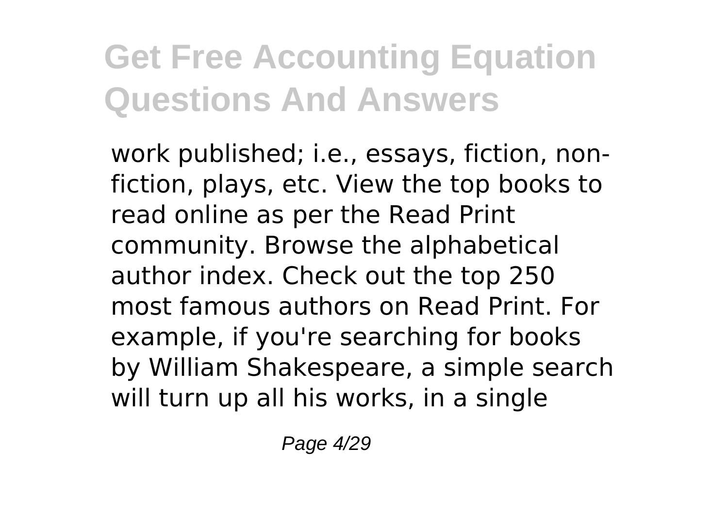work published; i.e., essays, fiction, non-fiction, plays, etc. View the top books to read online as per the Read Print community. Browse the alphabetical author index. Check out the top 250 most famous authors on Read Print. For example, if you're searching for books by William Shakespeare, a simple search will turn up all his works, in a single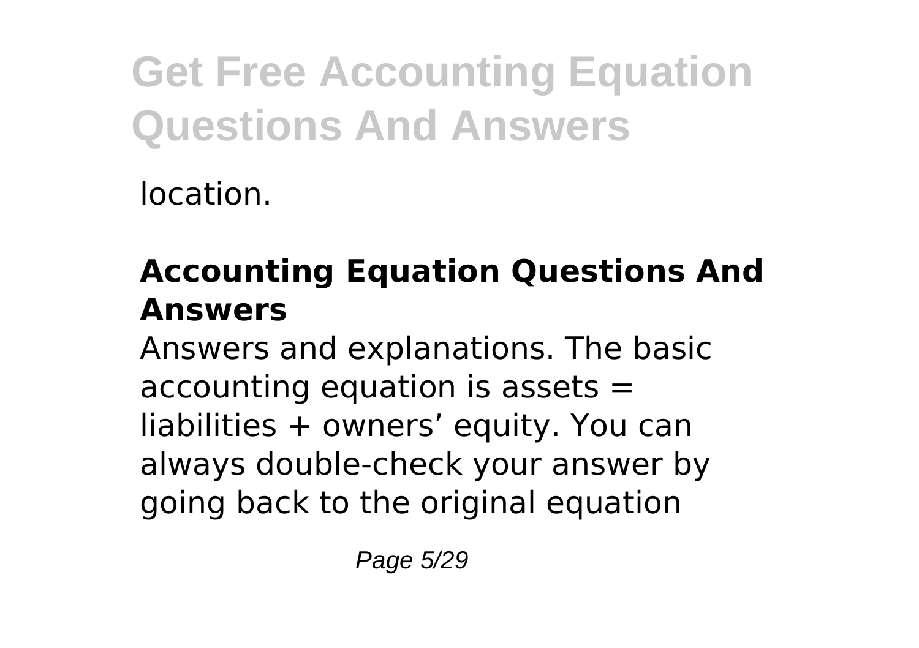location.

## Accounting Equation Questions And Answers

Answers and explanations. The basic accounting equation is assets = liabilities + owners' equity. You can always double-check your answer by going back to the original equation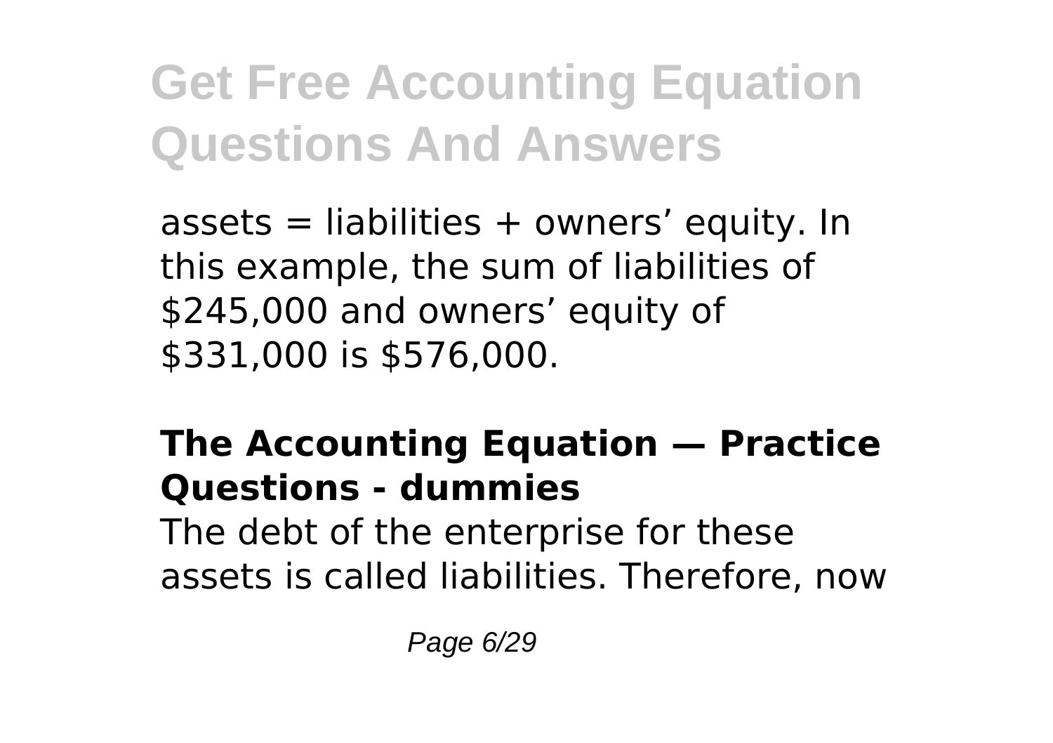assets = liabilities + owners’ equity. In this example, the sum of liabilities of $245,000 and owners’ equity of $331,000 is $576,000.

## The Accounting Equation — Practice Questions - dummies

The debt of the enterprise for these assets is called liabilities. Therefore, now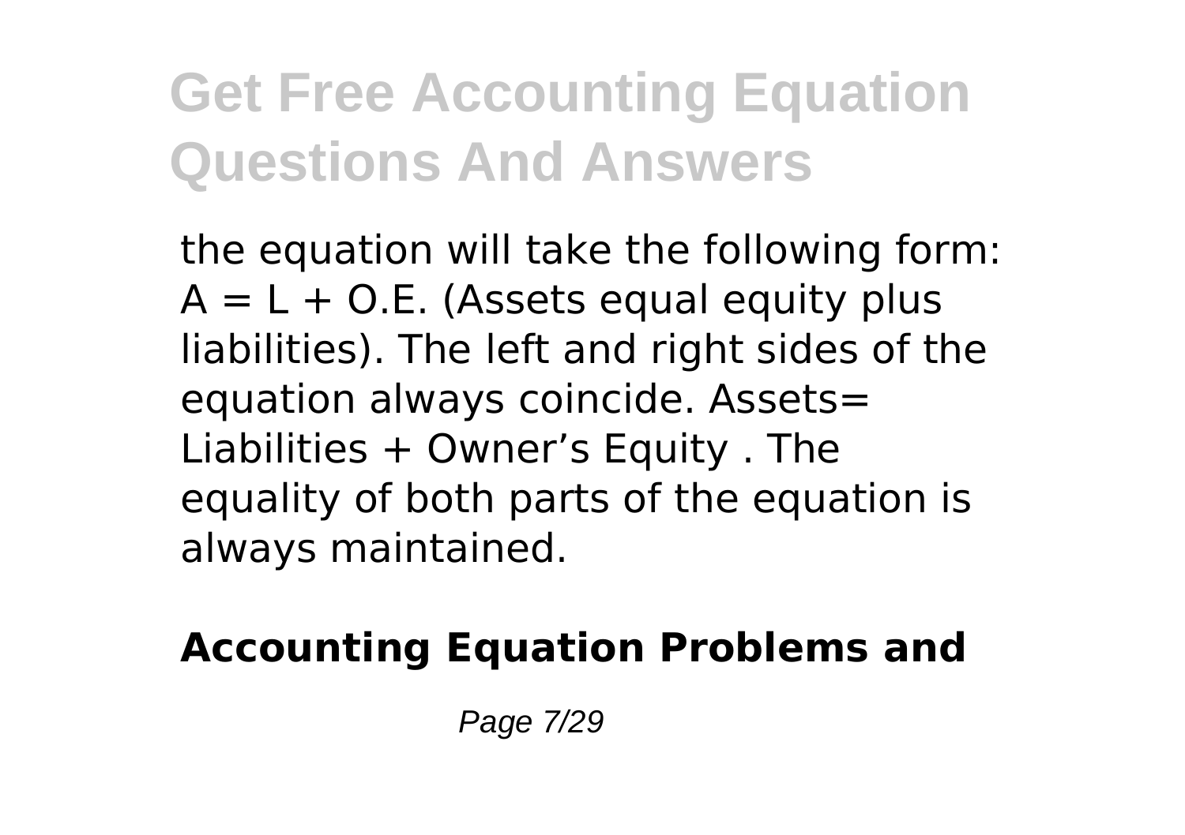the equation will take the following form: A = L + O.E. (Assets equal equity plus liabilities). The left and right sides of the equation always coincide. Assets= Liabilities + Owner's Equity . The equality of both parts of the equation is always maintained.

**Accounting Equation Problems and**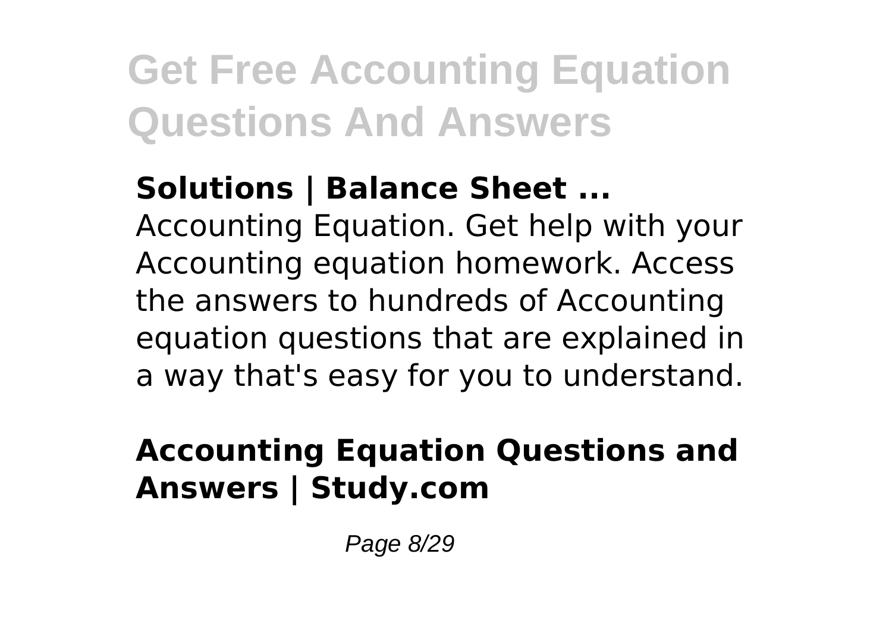**Solutions | Balance Sheet ...**

Accounting Equation. Get help with your Accounting equation homework. Access the answers to hundreds of Accounting equation questions that are explained in a way that's easy for you to understand.

## Accounting Equation Questions and Answers | Study.com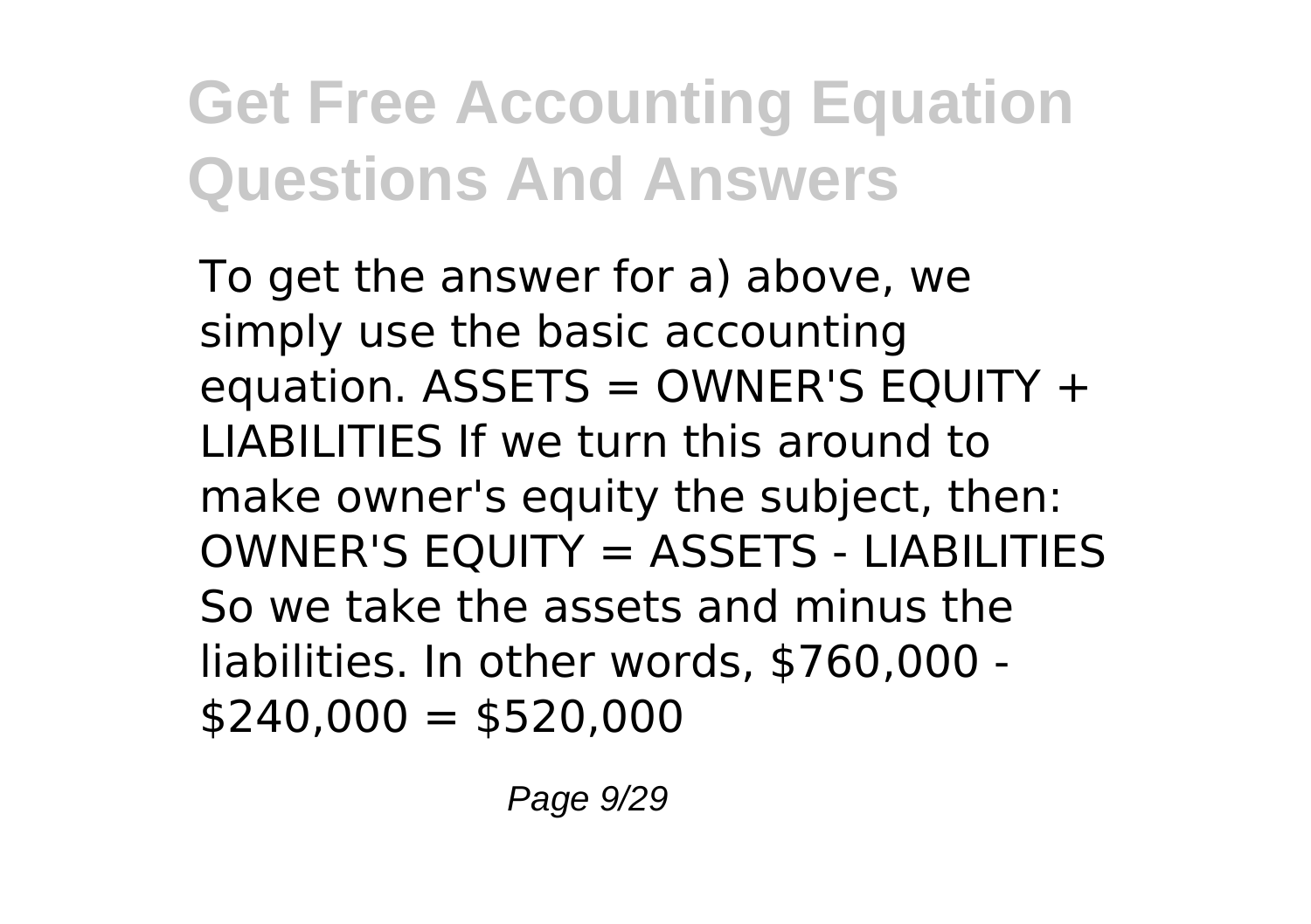# Get Free Accounting Equation Questions And Answers

To get the answer for a) above, we simply use the basic accounting equation. ASSETS = OWNER'S EQUITY + LIABILITIES If we turn this around to make owner's equity the subject, then: OWNER'S EQUITY = ASSETS - LIABILITIES So we take the assets and minus the liabilities. In other words, \$760,000 - \$240,000 = \$520,000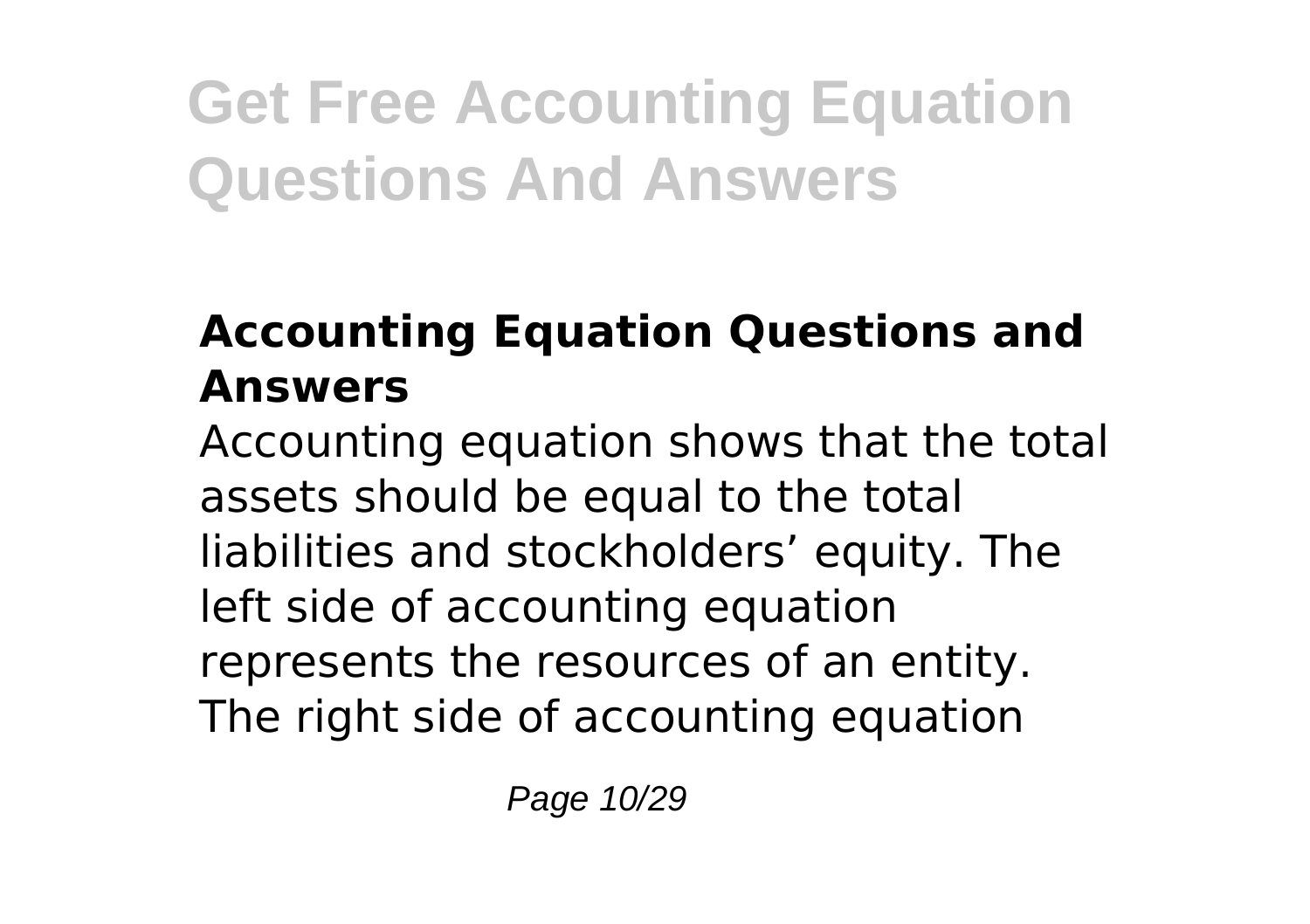### Accounting Equation Questions and Answers

Accounting equation shows that the total assets should be equal to the total liabilities and stockholders’ equity. The left side of accounting equation represents the resources of an entity. The right side of accounting equation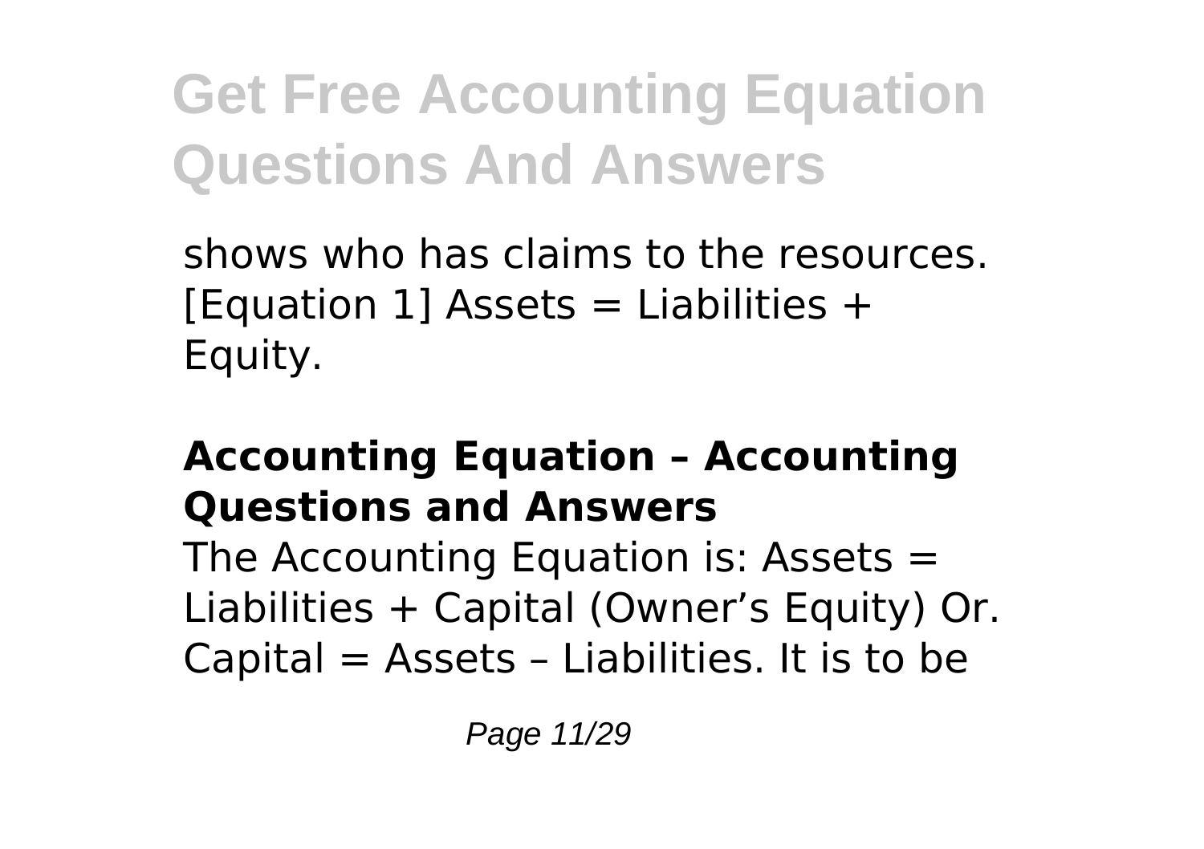shows who has claims to the resources. [Equation 1] Assets = Liabilities + Equity.

### Accounting Equation – Accounting Questions and Answers

The Accounting Equation is: Assets = Liabilities + Capital (Owner's Equity) Or. Capital = Assets – Liabilities. It is to be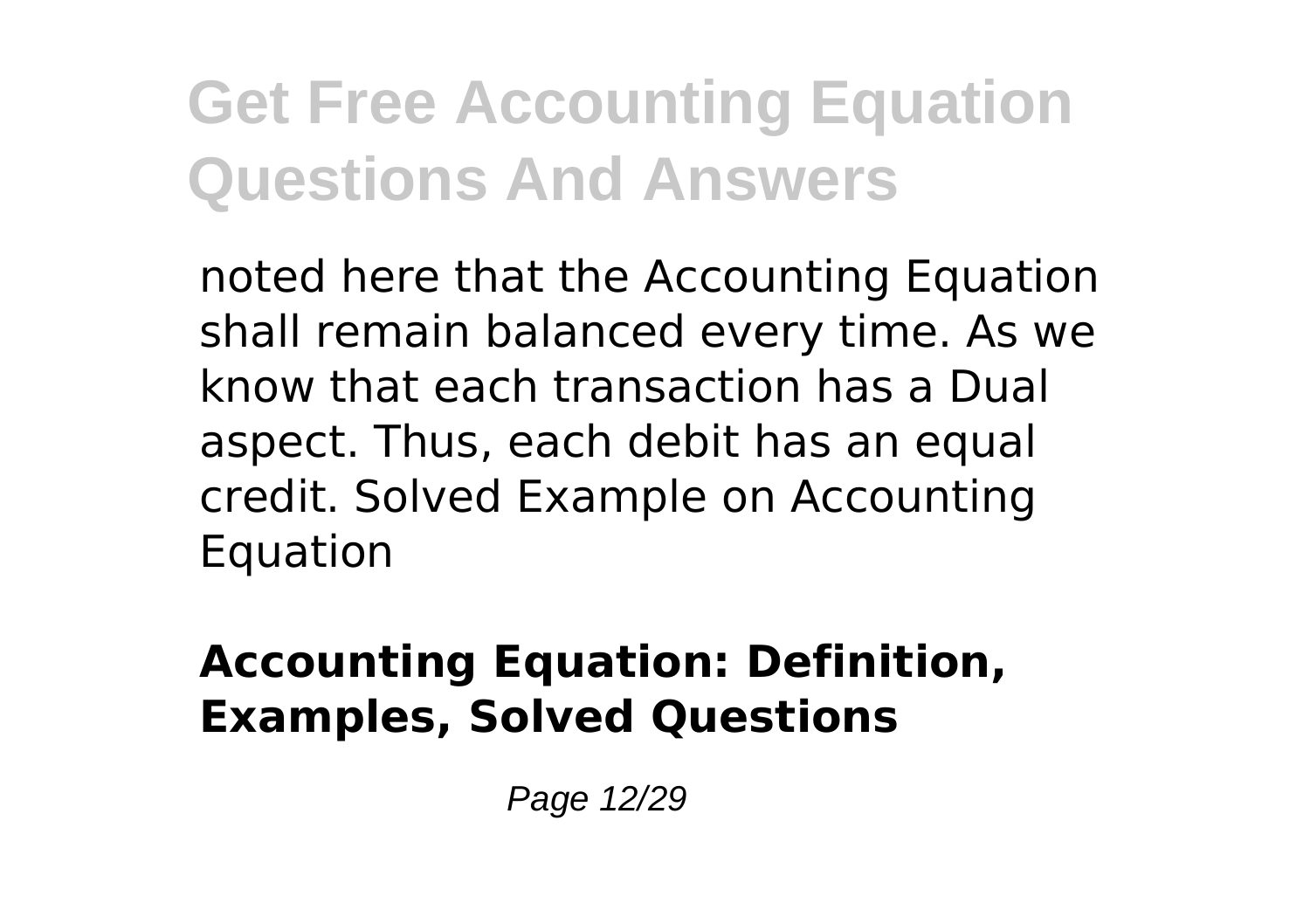noted here that the Accounting Equation shall remain balanced every time. As we know that each transaction has a Dual aspect. Thus, each debit has an equal credit. Solved Example on Accounting Equation

**Accounting Equation: Definition, Examples, Solved Questions**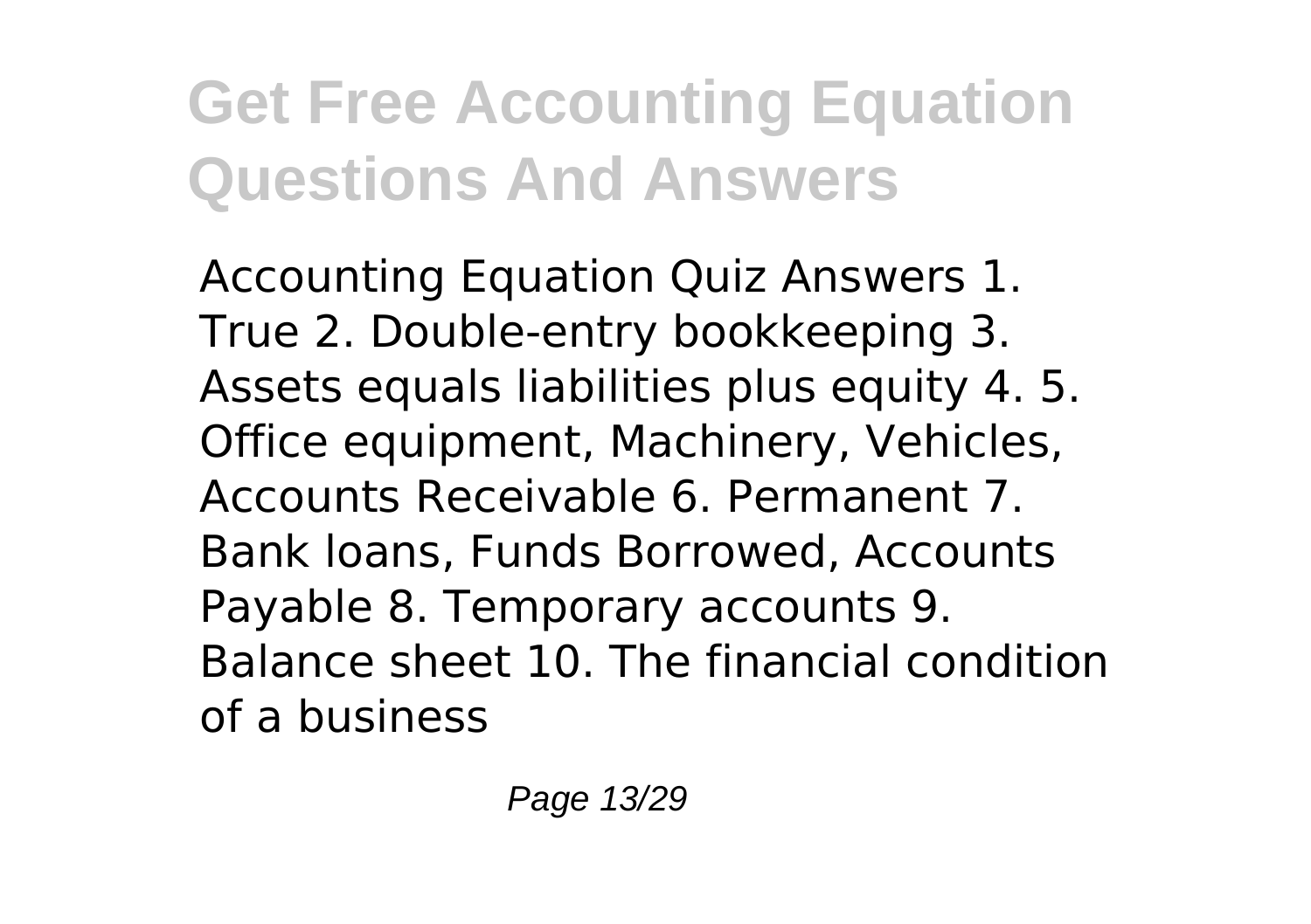Accounting Equation Quiz Answers 1. True 2. Double-entry bookkeeping 3. Assets equals liabilities plus equity 4. 5. Office equipment, Machinery, Vehicles, Accounts Receivable 6. Permanent 7. Bank loans, Funds Borrowed, Accounts Payable 8. Temporary accounts 9. Balance sheet 10. The financial condition of a business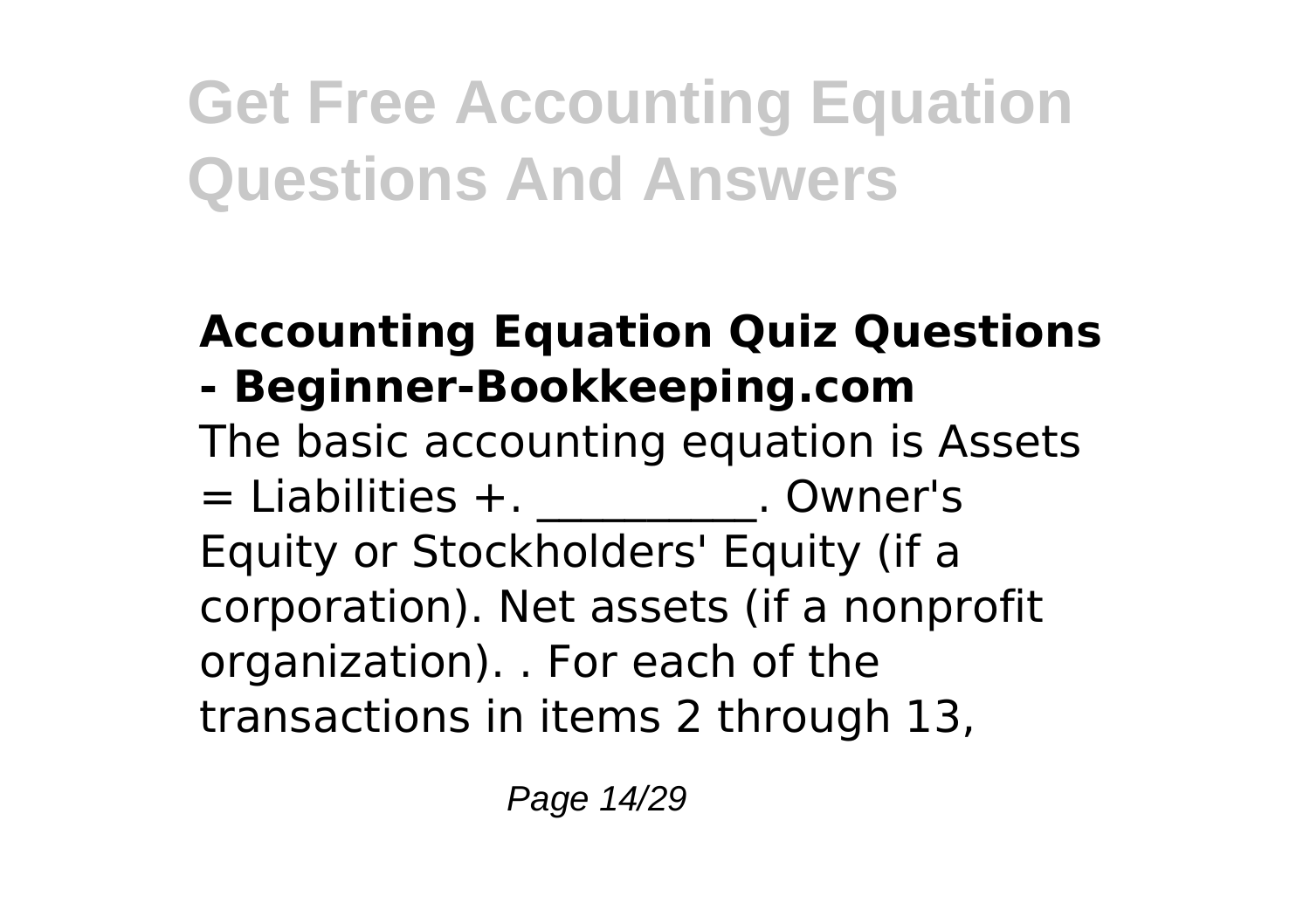## Accounting Equation Quiz Questions - Beginner-Bookkeeping.com

The basic accounting equation is Assets = Liabilities +. __________. Owner's Equity or Stockholders' Equity (if a corporation). Net assets (if a nonprofit organization). . For each of the transactions in items 2 through 13,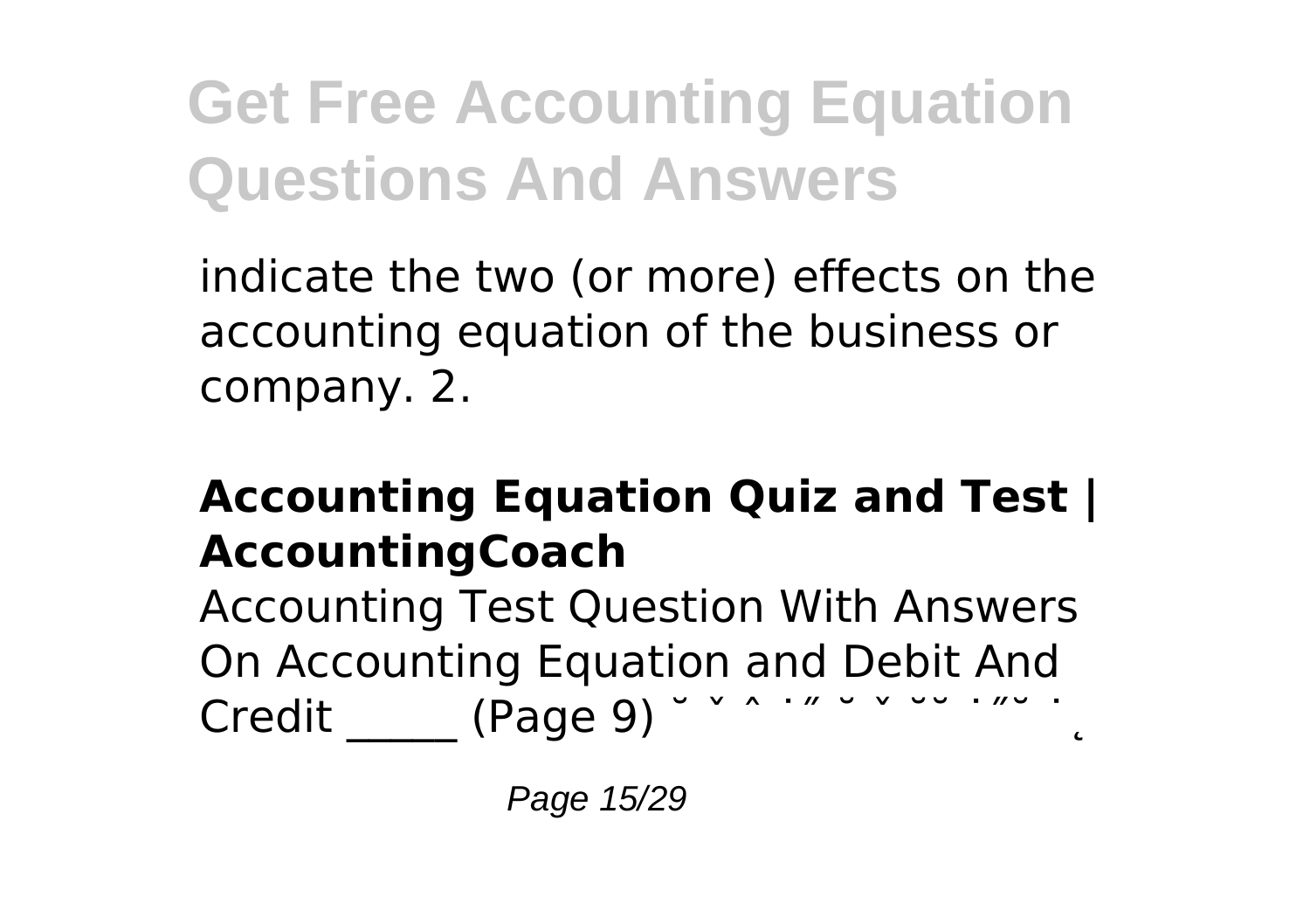indicate the two (or more) effects on the accounting equation of the business or company. 2.

### Accounting Equation Quiz and Test | AccountingCoach

Accounting Test Question With Answers On Accounting Equation and Debit And Credit _____ (Page 9) ˘ ˇ ˆ ˙˝ ˘ ˇ ˘˘ ˙˝˘ ˙ ˛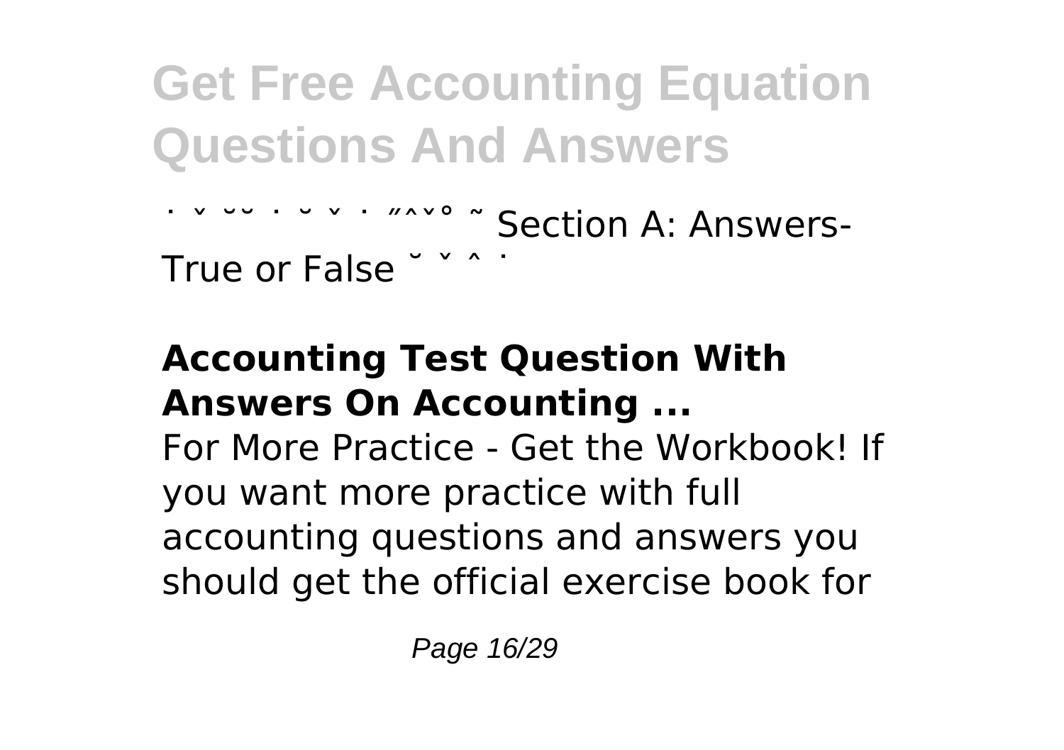˙ ˇ ˘˘ ˙ ˘ ˇ ˙ ˝ˆˇ˚ ˜ Section A: Answers-True or False ˘ ˇ ˆ ˙

## Accounting Test Question With Answers On Accounting ...

For More Practice - Get the Workbook! If you want more practice with full accounting questions and answers you should get the official exercise book for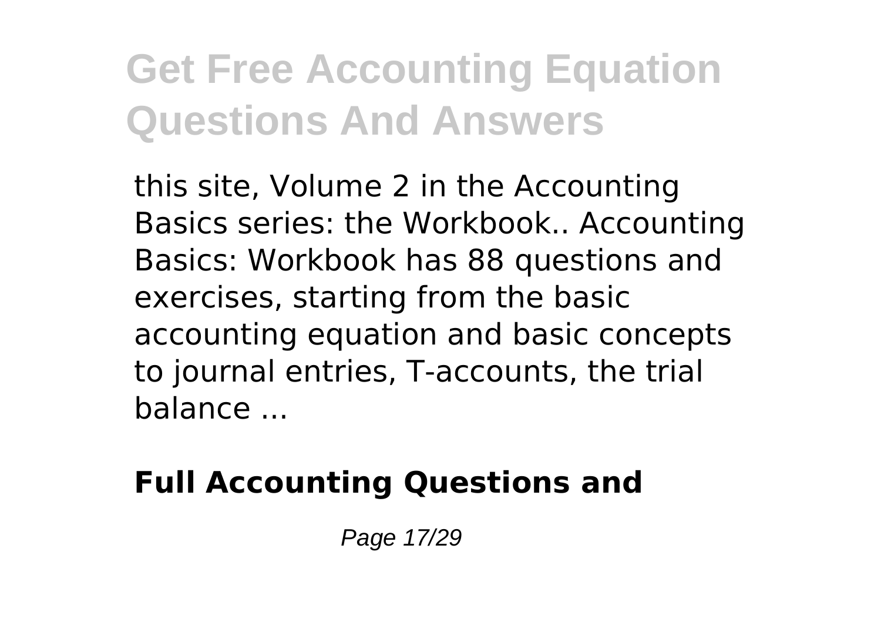this site, Volume 2 in the Accounting Basics series: the Workbook.. Accounting Basics: Workbook has 88 questions and exercises, starting from the basic accounting equation and basic concepts to journal entries, T-accounts, the trial balance ...

**Full Accounting Questions and**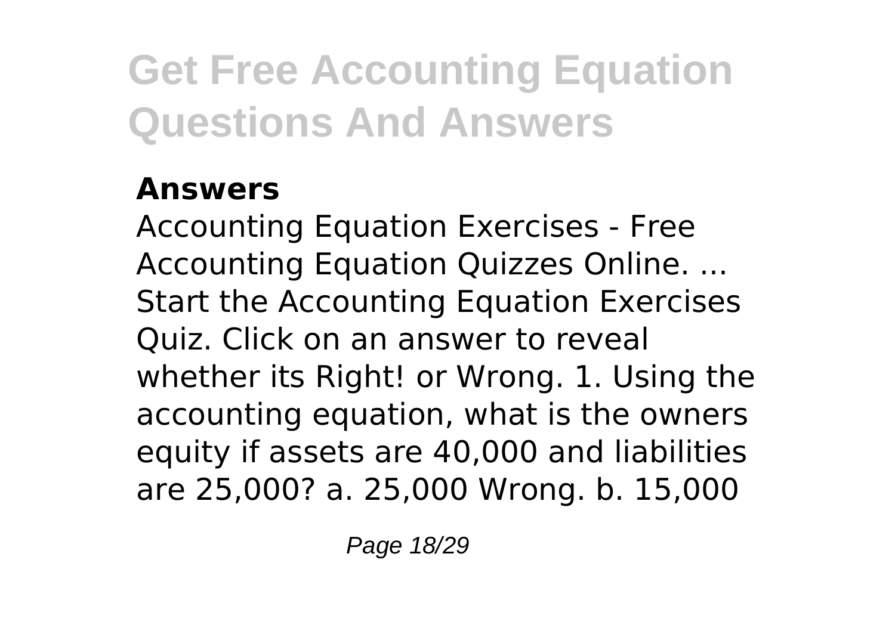#### Answers

Accounting Equation Exercises - Free Accounting Equation Quizzes Online. ... Start the Accounting Equation Exercises Quiz. Click on an answer to reveal whether its Right! or Wrong. 1. Using the accounting equation, what is the owners equity if assets are 40,000 and liabilities are 25,000? a. 25,000 Wrong. b. 15,000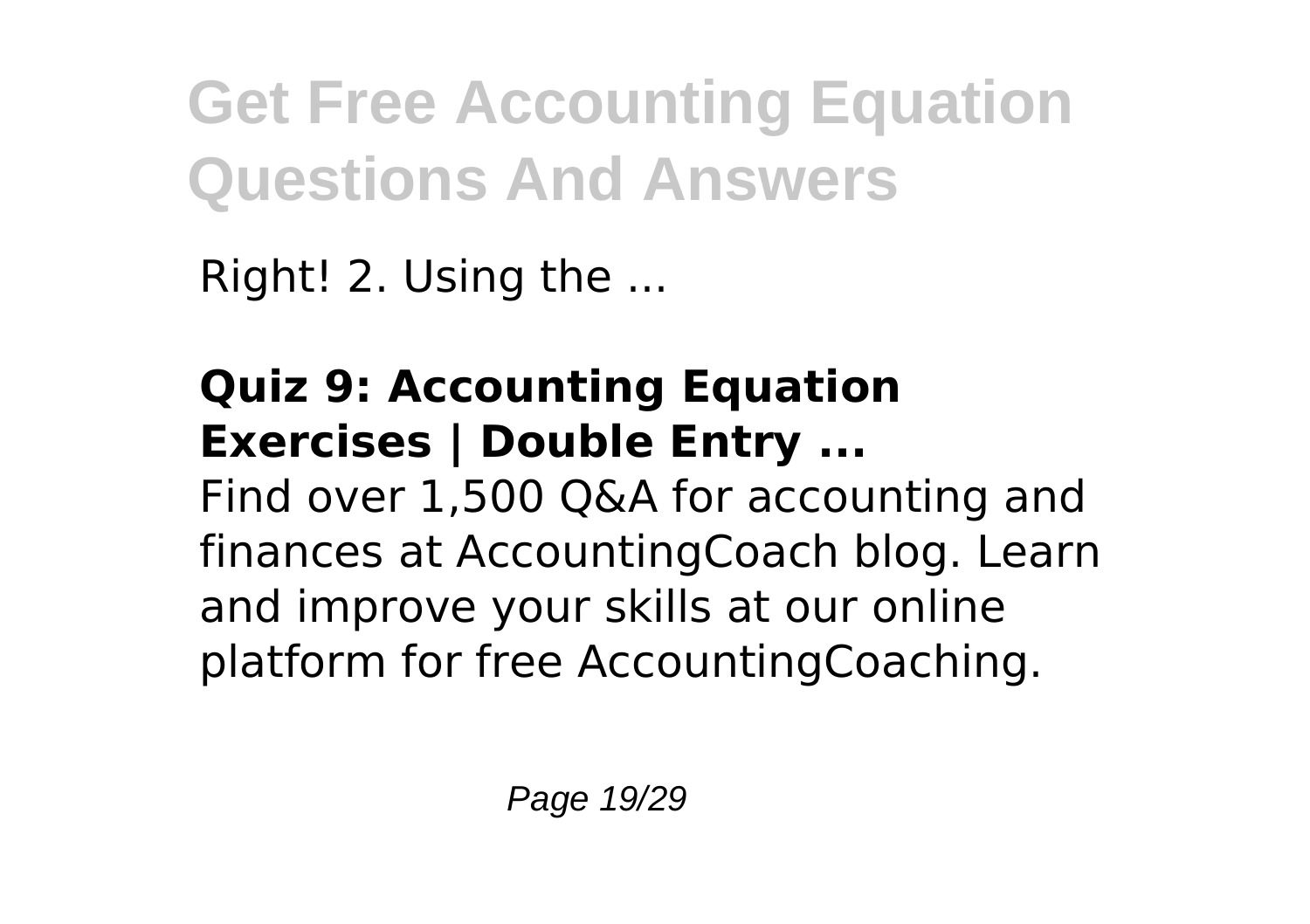Right! 2. Using the ...

**Quiz 9: Accounting Equation Exercises | Double Entry ...**

Find over 1,500 Q&A for accounting and finances at AccountingCoach blog. Learn and improve your skills at our online platform for free AccountingCoaching.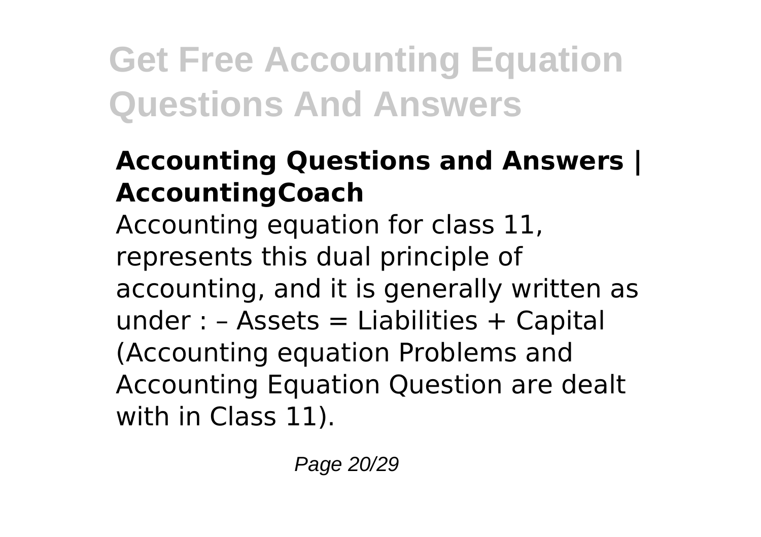### Accounting Questions and Answers | AccountingCoach

Accounting equation for class 11, represents this dual principle of accounting, and it is generally written as under : – Assets = Liabilities + Capital (Accounting equation Problems and Accounting Equation Question are dealt with in Class 11).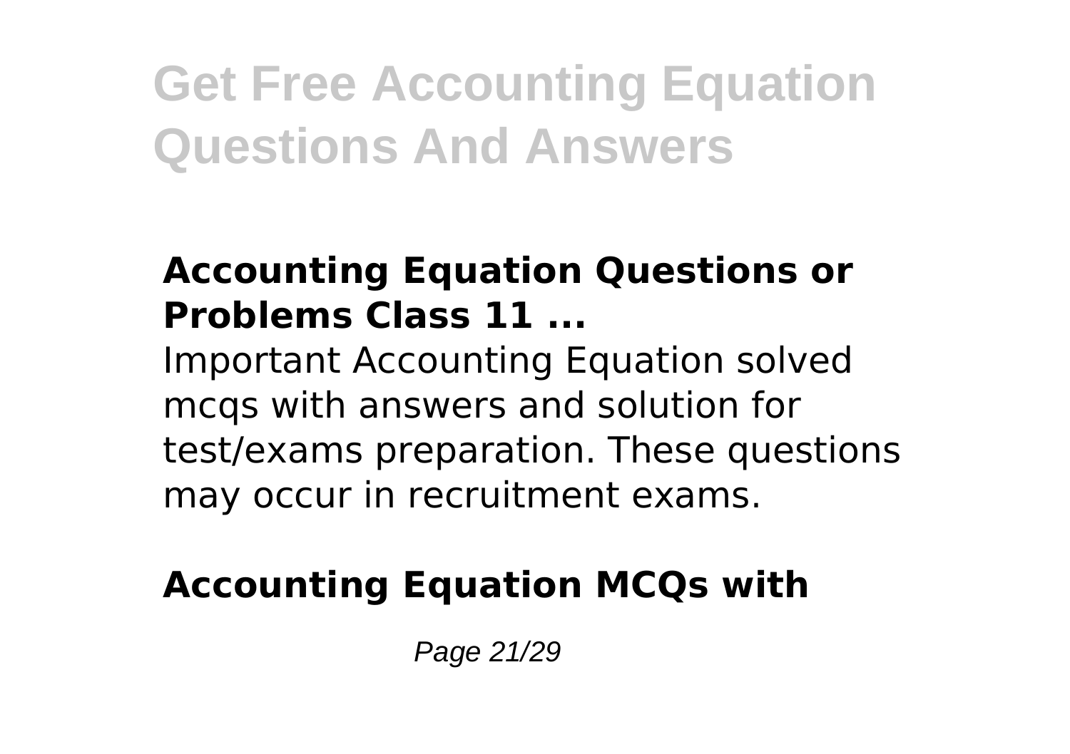### Accounting Equation Questions or Problems Class 11 ...

Important Accounting Equation solved mcqs with answers and solution for test/exams preparation. These questions may occur in recruitment exams.

### Accounting Equation MCQs with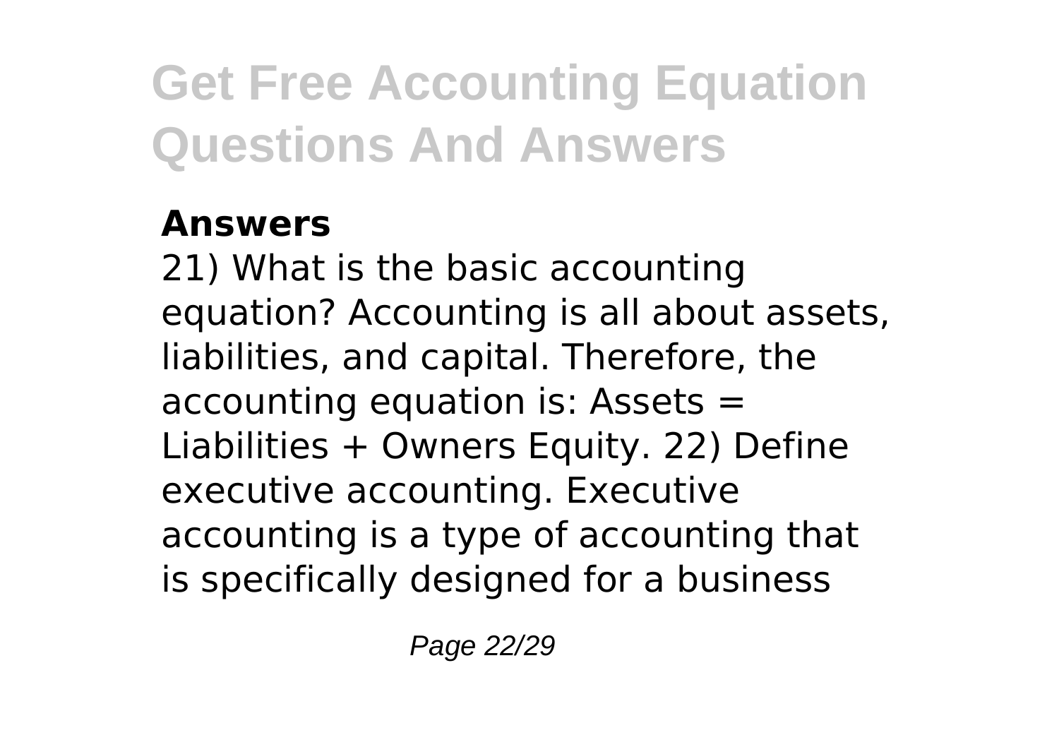**Answers**

21) What is the basic accounting equation? Accounting is all about assets, liabilities, and capital. Therefore, the accounting equation is: Assets = Liabilities + Owners Equity. 22) Define executive accounting. Executive accounting is a type of accounting that is specifically designed for a business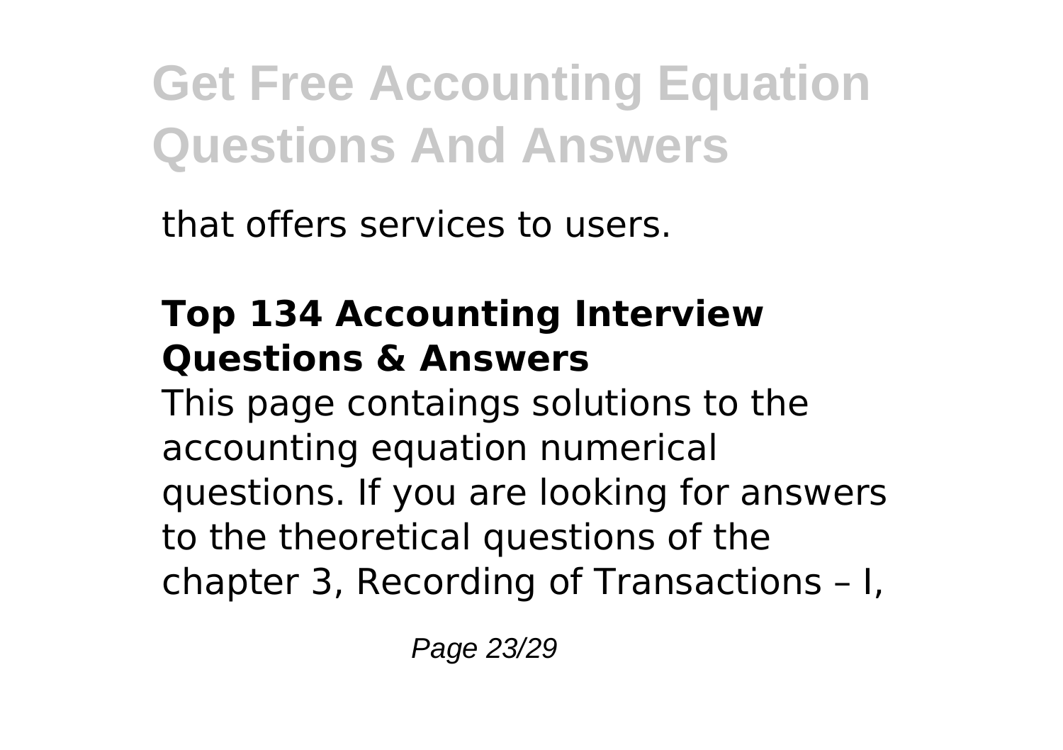that offers services to users.

## Top 134 Accounting Interview Questions & Answers

This page contaings solutions to the accounting equation numerical questions. If you are looking for answers to the theoretical questions of the chapter 3, Recording of Transactions – I,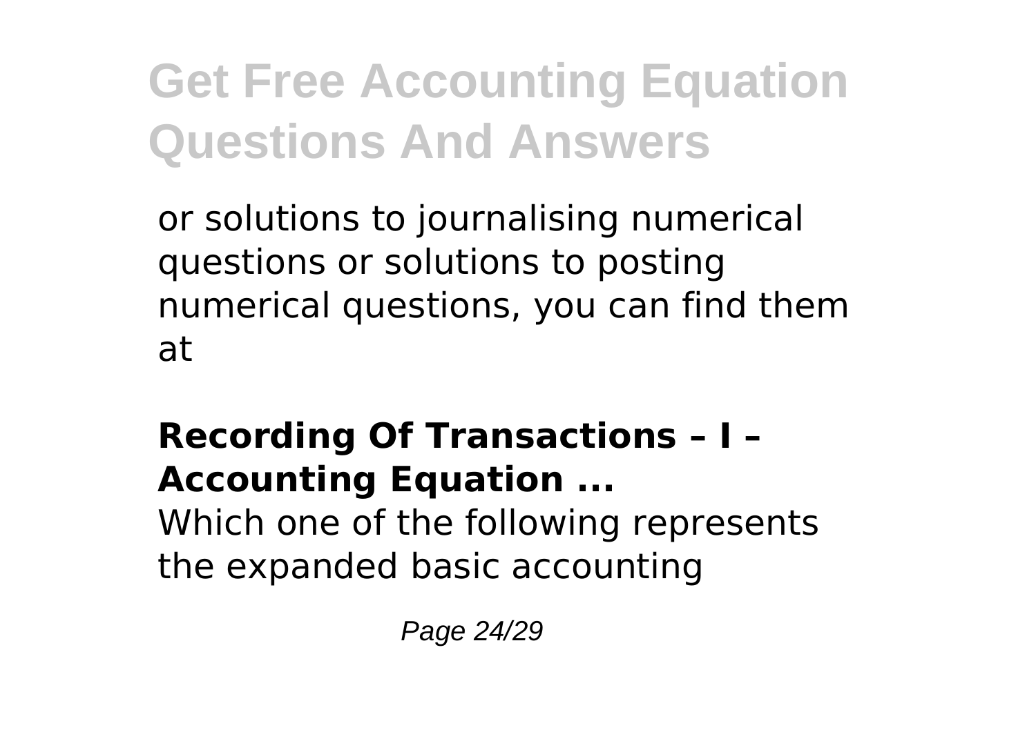or solutions to journalising numerical questions or solutions to posting numerical questions, you can find them at

**Recording Of Transactions – I – Accounting Equation ...**

Which one of the following represents the expanded basic accounting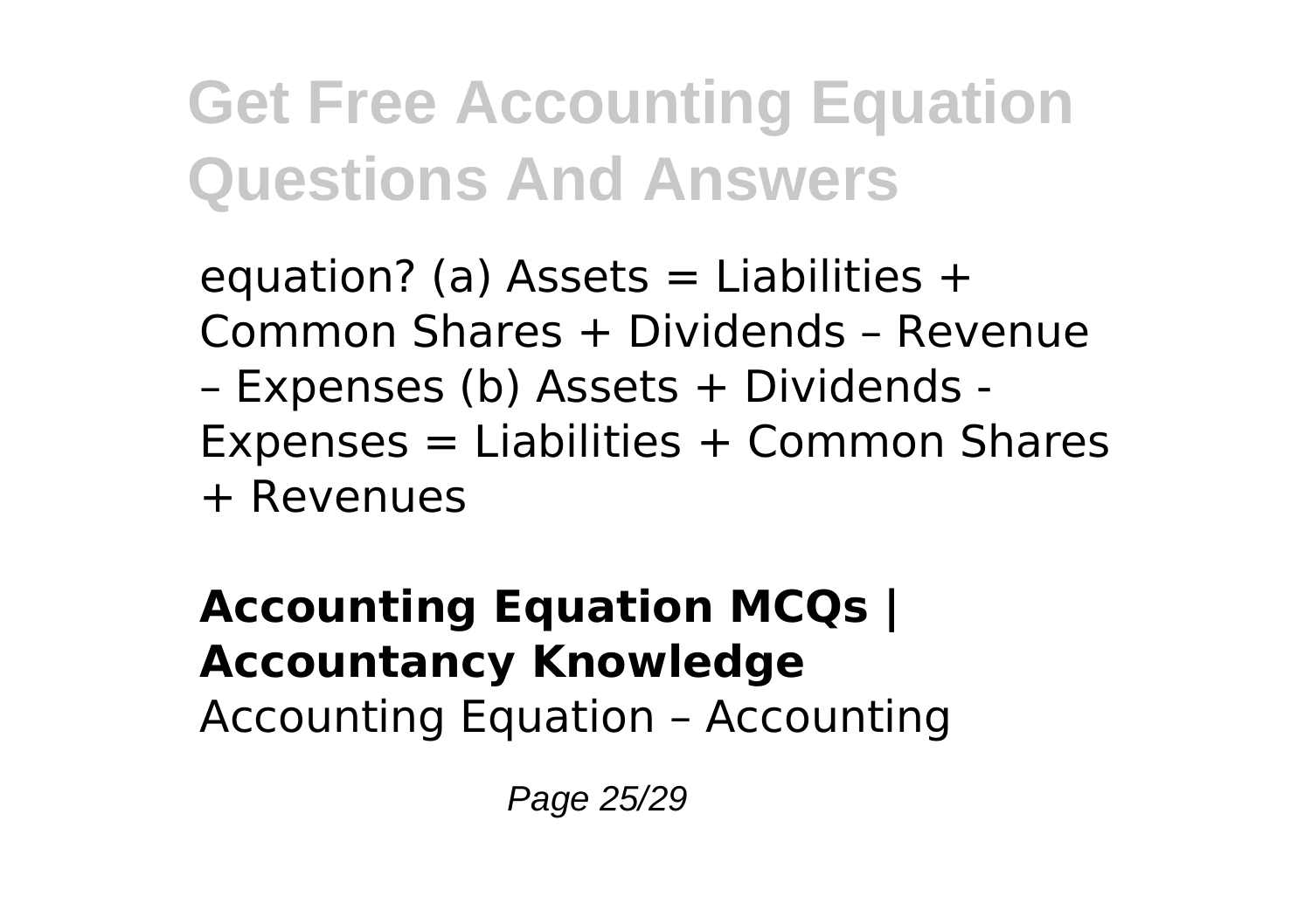equation? (a) Assets = Liabilities + Common Shares + Dividends – Revenue – Expenses (b) Assets + Dividends - Expenses = Liabilities + Common Shares + Revenues

**Accounting Equation MCQs | Accountancy Knowledge**

Accounting Equation – Accounting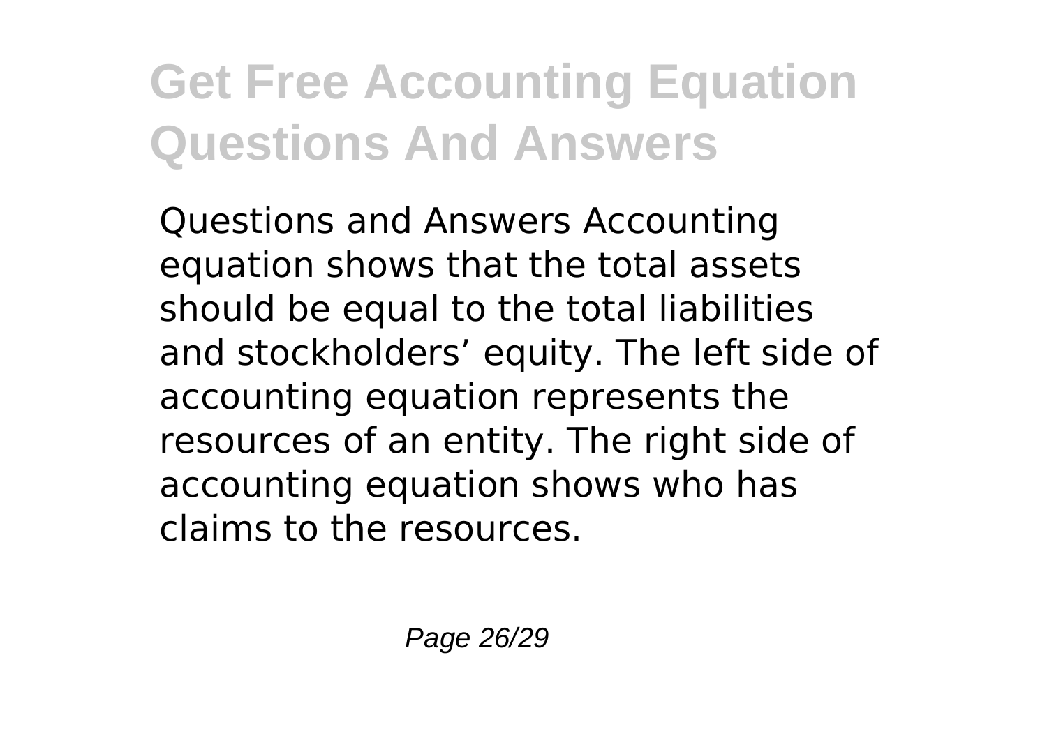Questions and Answers Accounting equation shows that the total assets should be equal to the total liabilities and stockholders' equity. The left side of accounting equation represents the resources of an entity. The right side of accounting equation shows who has claims to the resources.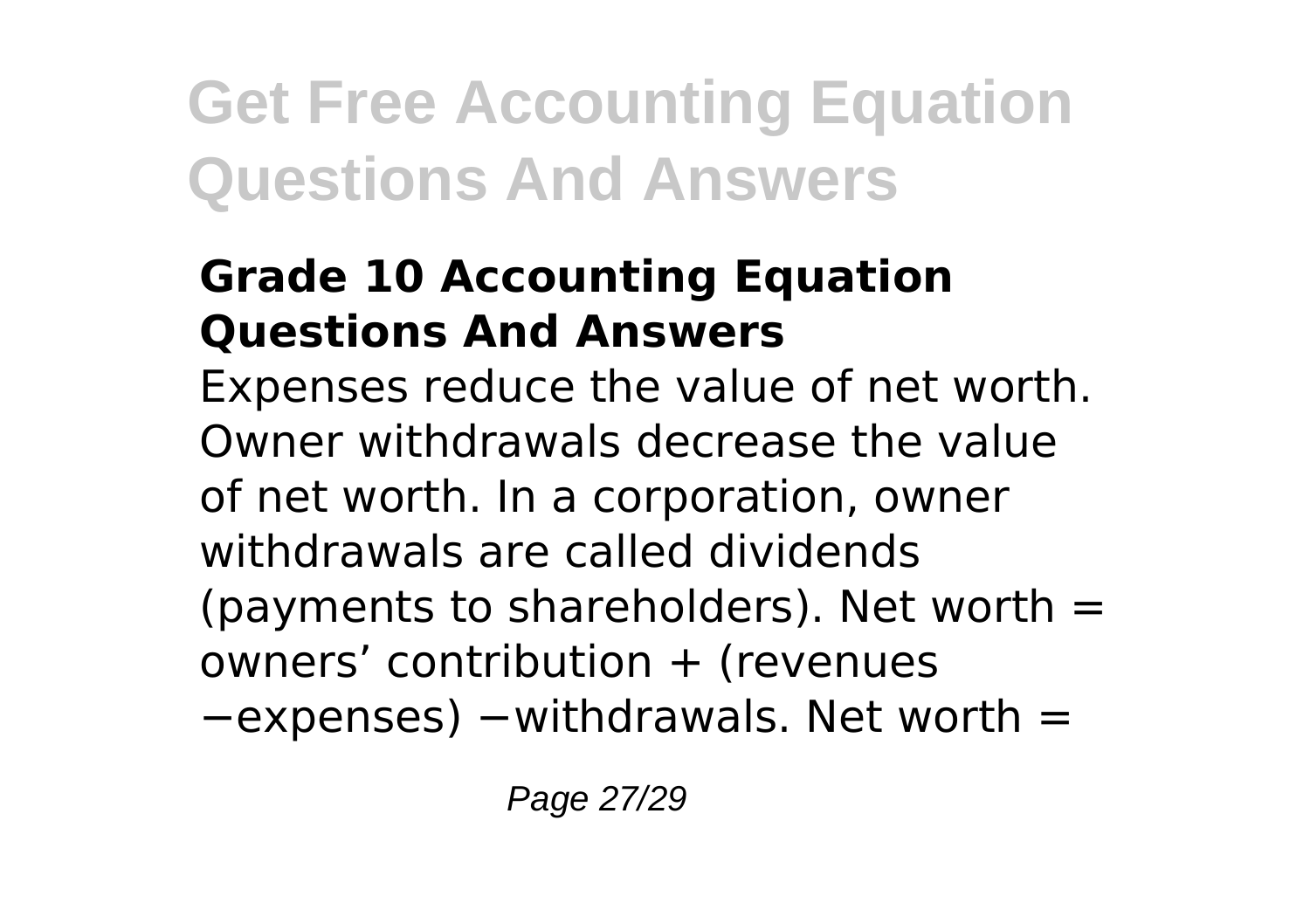# Get Free Accounting Equation Questions And Answers

### Grade 10 Accounting Equation Questions And Answers

Expenses reduce the value of net worth. Owner withdrawals decrease the value of net worth. In a corporation, owner withdrawals are called dividends (payments to shareholders). Net worth = owners' contribution + (revenues −expenses) −withdrawals. Net worth =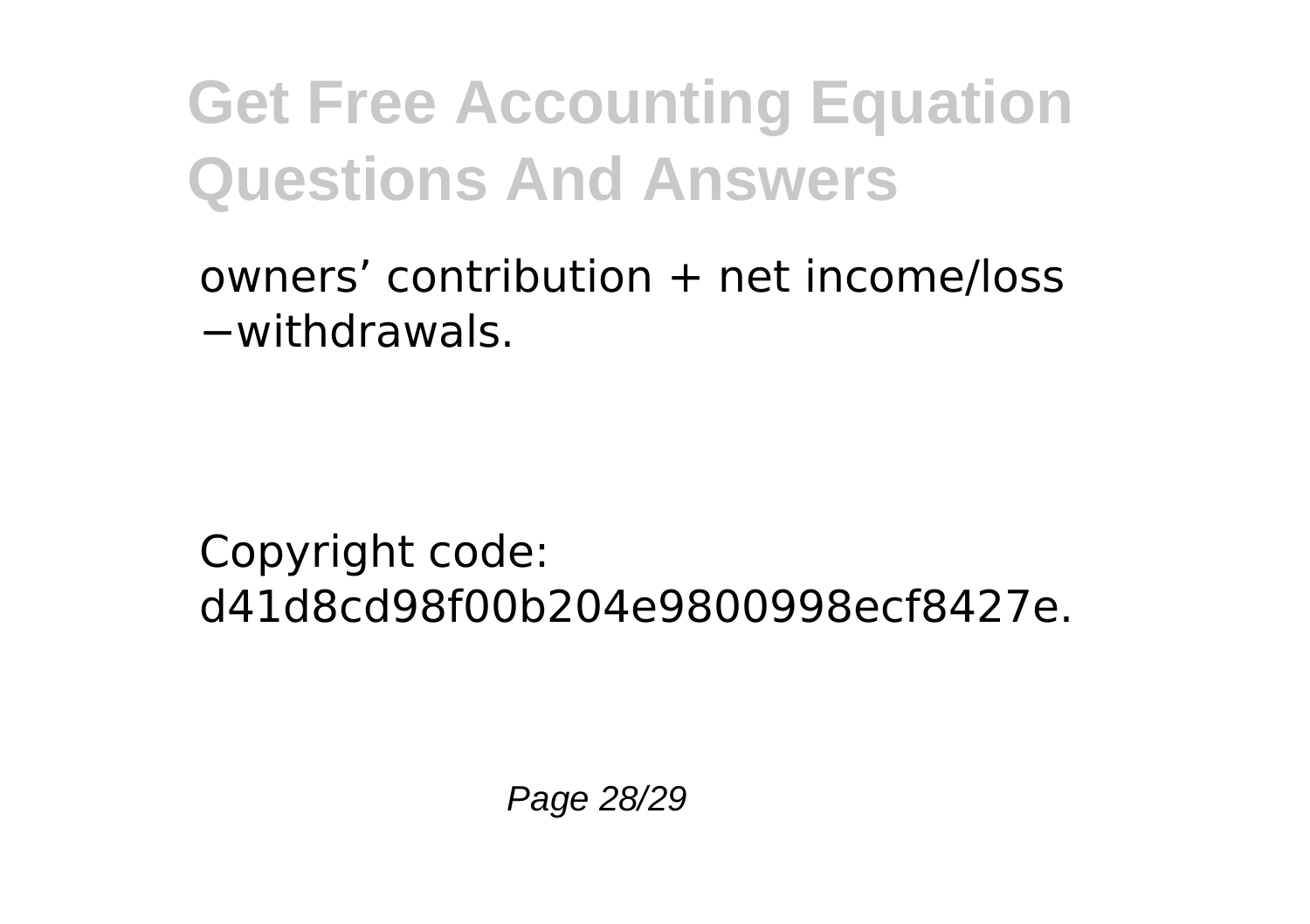owners’ contribution + net income/loss −withdrawals.

Copyright code: d41d8cd98f00b204e9800998ecf8427e.